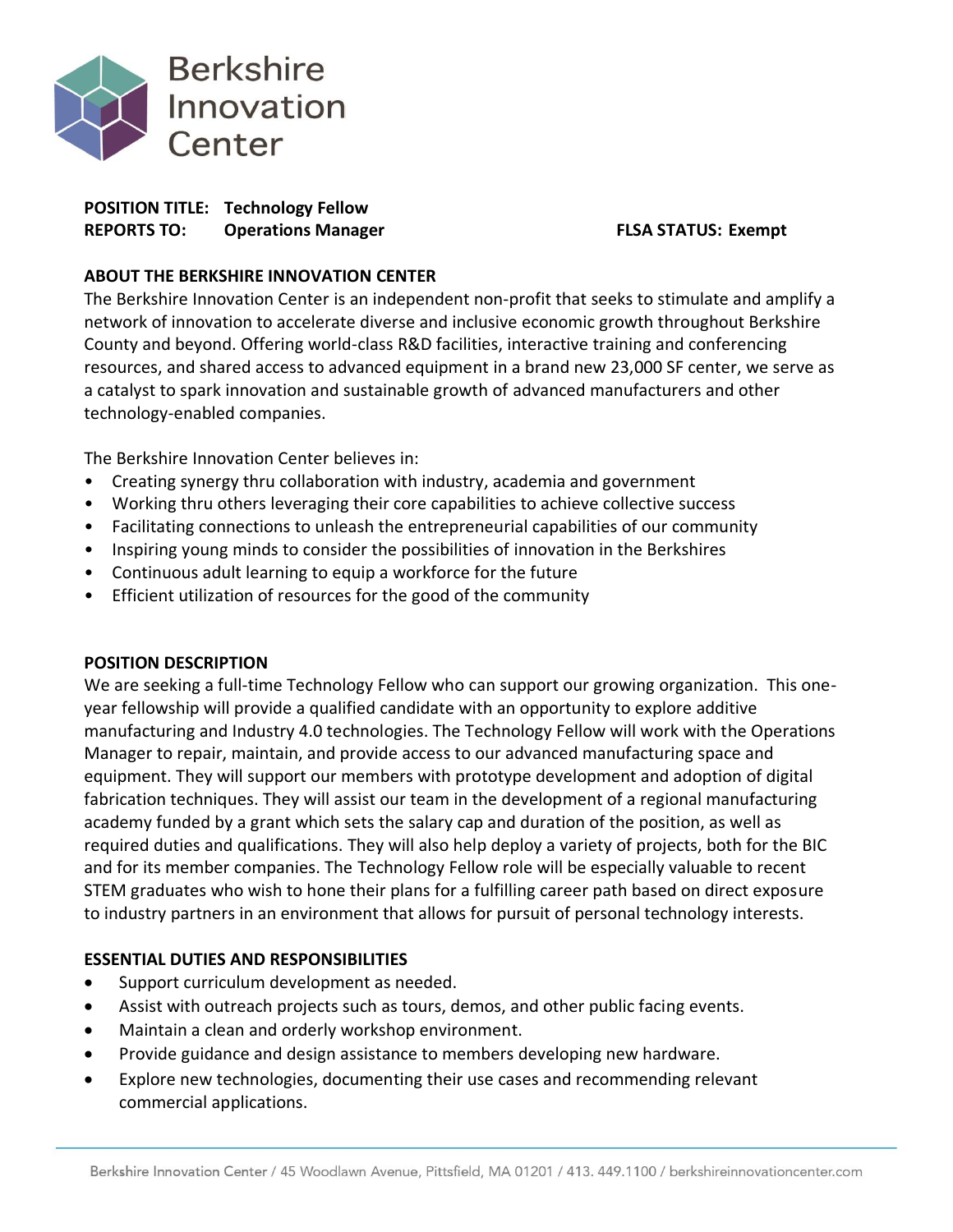# Berkshire Innovation Center

**POSITION TITLE:** **Technology Fellow**
**REPORTS TO:** **Operations Manager** **FLSA STATUS: Exempt**

## ABOUT THE BERKSHIRE INNOVATION CENTER

The Berkshire Innovation Center is an independent non-profit that seeks to stimulate and amplify a network of innovation to accelerate diverse and inclusive economic growth throughout Berkshire County and beyond. Offering world-class R&D facilities, interactive training and conferencing resources, and shared access to advanced equipment in a brand new 23,000 SF center, we serve as a catalyst to spark innovation and sustainable growth of advanced manufacturers and other technology-enabled companies.

The Berkshire Innovation Center believes in:

- Creating synergy thru collaboration with industry, academia and government
- Working thru others leveraging their core capabilities to achieve collective success
- Facilitating connections to unleash the entrepreneurial capabilities of our community
- Inspiring young minds to consider the possibilities of innovation in the Berkshires
- Continuous adult learning to equip a workforce for the future
- Efficient utilization of resources for the good of the community

## POSITION DESCRIPTION

We are seeking a full-time Technology Fellow who can support our growing organization. This one-year fellowship will provide a qualified candidate with an opportunity to explore additive manufacturing and Industry 4.0 technologies. The Technology Fellow will work with the Operations Manager to repair, maintain, and provide access to our advanced manufacturing space and equipment. They will support our members with prototype development and adoption of digital fabrication techniques. They will assist our team in the development of a regional manufacturing academy funded by a grant which sets the salary cap and duration of the position, as well as required duties and qualifications. They will also help deploy a variety of projects, both for the BIC and for its member companies. The Technology Fellow role will be especially valuable to recent STEM graduates who wish to hone their plans for a fulfilling career path based on direct exposure to industry partners in an environment that allows for pursuit of personal technology interests.

## ESSENTIAL DUTIES AND RESPONSIBILITIES

- Support curriculum development as needed.
- Assist with outreach projects such as tours, demos, and other public facing events.
- Maintain a clean and orderly workshop environment.
- Provide guidance and design assistance to members developing new hardware.
- Explore new technologies, documenting their use cases and recommending relevant commercial applications.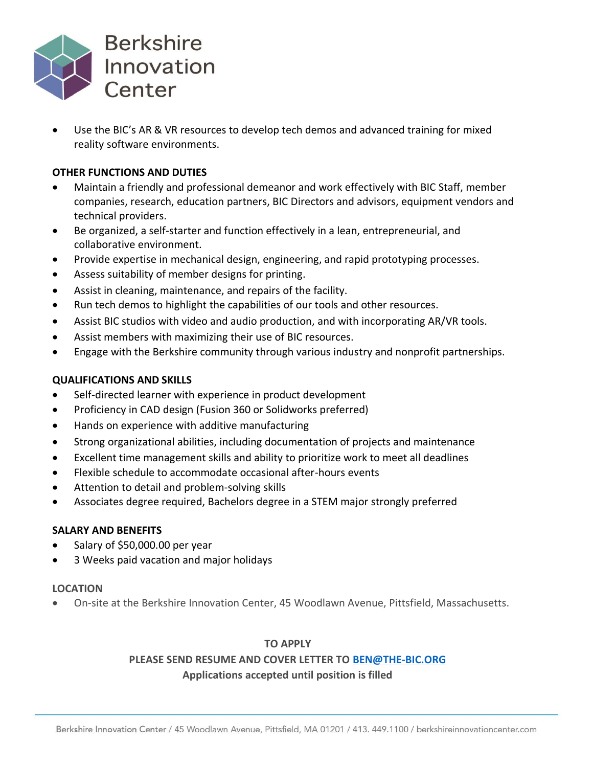- Use the BIC's AR & VR resources to develop tech demos and advanced training for mixed reality software environments.

**OTHER FUNCTIONS AND DUTIES**

- Maintain a friendly and professional demeanor and work effectively with BIC Staff, member companies, research, education partners, BIC Directors and advisors, equipment vendors and technical providers.
- Be organized, a self-starter and function effectively in a lean, entrepreneurial, and collaborative environment.
- Provide expertise in mechanical design, engineering, and rapid prototyping processes.
- Assess suitability of member designs for printing.
- Assist in cleaning, maintenance, and repairs of the facility.
- Run tech demos to highlight the capabilities of our tools and other resources.
- Assist BIC studios with video and audio production, and with incorporating AR/VR tools.
- Assist members with maximizing their use of BIC resources.
- Engage with the Berkshire community through various industry and nonprofit partnerships.

**QUALIFICATIONS AND SKILLS**

- Self-directed learner with experience in product development
- Proficiency in CAD design (Fusion 360 or Solidworks preferred)
- Hands on experience with additive manufacturing
- Strong organizational abilities, including documentation of projects and maintenance
- Excellent time management skills and ability to prioritize work to meet all deadlines
- Flexible schedule to accommodate occasional after-hours events
- Attention to detail and problem-solving skills
- Associates degree required, Bachelors degree in a STEM major strongly preferred

**SALARY AND BENEFITS**

- Salary of $50,000.00 per year
- 3 Weeks paid vacation and major holidays

**LOCATION**

- On-site at the Berkshire Innovation Center, 45 Woodlawn Avenue, Pittsfield, Massachusetts.

**TO APPLY**

**PLEASE SEND RESUME AND COVER LETTER TO [BEN@THE-BIC.ORG](mailto:BEN@THE-BIC.ORG)**

**Applications accepted until position is filled**